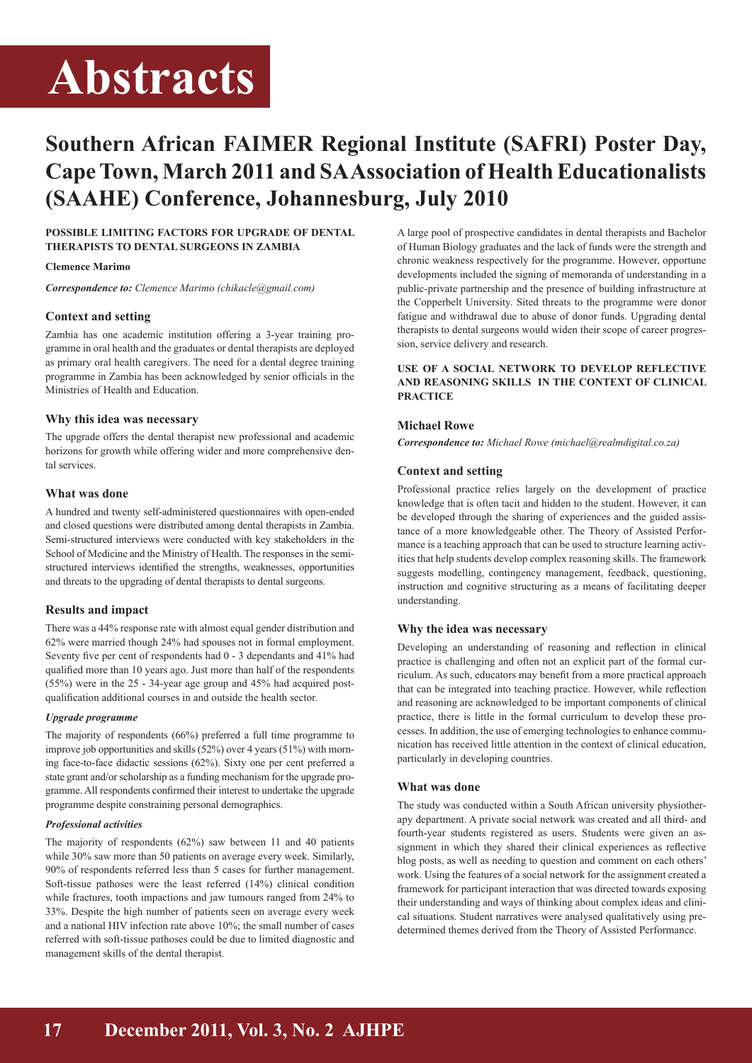# Abstracts

## Southern African FAIMER Regional Institute (SAFRI) Poster Day, Cape Town, March 2011 and SA Association of Health Educationalists (SAAHE) Conference, Johannesburg, July 2010

### POSSIBLE LIMITING FACTORS FOR UPGRADE OF DENTAL THERAPISTS TO DENTAL SURGEONS IN ZAMBIA

**Clemence Marimo**

***Correspondence to:*** *Clemence Marimo (chikacle@gmail.com)*

#### Context and setting

Zambia has one academic institution offering a 3-year training programme in oral health and the graduates or dental therapists are deployed as primary oral health caregivers. The need for a dental degree training programme in Zambia has been acknowledged by senior officials in the Ministries of Health and Education.

#### Why this idea was necessary

The upgrade offers the dental therapist new professional and academic horizons for growth while offering wider and more comprehensive dental services.

#### What was done

A hundred and twenty self-administered questionnaires with open-ended and closed questions were distributed among dental therapists in Zambia. Semi-structured interviews were conducted with key stakeholders in the School of Medicine and the Ministry of Health. The responses in the semi-structured interviews identified the strengths, weaknesses, opportunities and threats to the upgrading of dental therapists to dental surgeons.

#### Results and impact

There was a 44% response rate with almost equal gender distribution and 62% were married though 24% had spouses not in formal employment. Seventy five per cent of respondents had 0 - 3 dependants and 41% had qualified more than 10 years ago. Just more than half of the respondents (55%) were in the 25 - 34-year age group and 45% had acquired post-qualification additional courses in and outside the health sector.

***Upgrade programme***

The majority of respondents (66%) preferred a full time programme to improve job opportunities and skills (52%) over 4 years (51%) with morning face-to-face didactic sessions (62%). Sixty one per cent preferred a state grant and/or scholarship as a funding mechanism for the upgrade programme. All respondents confirmed their interest to undertake the upgrade programme despite constraining personal demographics.

***Professional activities***

The majority of respondents (62%) saw between 11 and 40 patients while 30% saw more than 50 patients on average every week. Similarly, 90% of respondents referred less than 5 cases for further management. Soft-tissue pathoses were the least referred (14%) clinical condition while fractures, tooth impactions and jaw tumours ranged from 24% to 33%. Despite the high number of patients seen on average every week and a national HIV infection rate above 10%; the small number of cases referred with soft-tissue pathoses could be due to limited diagnostic and management skills of the dental therapist.

A large pool of prospective candidates in dental therapists and Bachelor of Human Biology graduates and the lack of funds were the strength and chronic weakness respectively for the programme. However, opportune developments included the signing of memoranda of understanding in a public-private partnership and the presence of building infrastructure at the Copperbelt University. Sited threats to the programme were donor fatigue and withdrawal due to abuse of donor funds. Upgrading dental therapists to dental surgeons would widen their scope of career progression, service delivery and research.

### USE OF A SOCIAL NETWORK TO DEVELOP REFLECTIVE AND REASONING SKILLS IN THE CONTEXT OF CLINICAL PRACTICE

**Michael Rowe**

***Correspondence to:*** *Michael Rowe (michael@realmdigital.co.za)*

#### Context and setting

Professional practice relies largely on the development of practice knowledge that is often tacit and hidden to the student. However, it can be developed through the sharing of experiences and the guided assistance of a more knowledgeable other. The Theory of Assisted Performance is a teaching approach that can be used to structure learning activities that help students develop complex reasoning skills. The framework suggests modelling, contingency management, feedback, questioning, instruction and cognitive structuring as a means of facilitating deeper understanding.

#### Why the idea was necessary

Developing an understanding of reasoning and reflection in clinical practice is challenging and often not an explicit part of the formal curriculum. As such, educators may benefit from a more practical approach that can be integrated into teaching practice. However, while reflection and reasoning are acknowledged to be important components of clinical practice, there is little in the formal curriculum to develop these processes. In addition, the use of emerging technologies to enhance communication has received little attention in the context of clinical education, particularly in developing countries.

#### What was done

The study was conducted within a South African university physiotherapy department. A private social network was created and all third- and fourth-year students registered as users. Students were given an assignment in which they shared their clinical experiences as reflective blog posts, as well as needing to question and comment on each others' work. Using the features of a social network for the assignment created a framework for participant interaction that was directed towards exposing their understanding and ways of thinking about complex ideas and clinical situations. Student narratives were analysed qualitatively using predetermined themes derived from the Theory of Assisted Performance.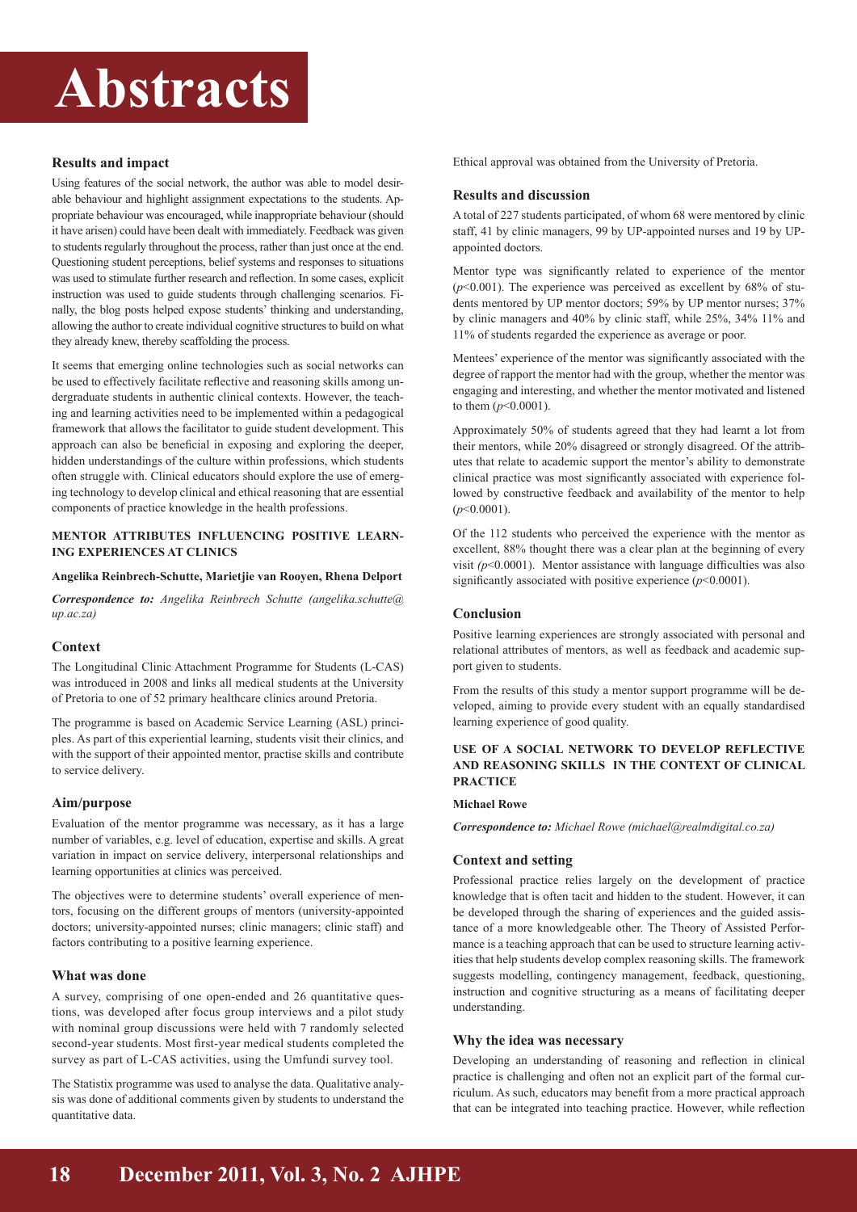# Abstracts

### Results and impact

Using features of the social network, the author was able to model desirable behaviour and highlight assignment expectations to the students. Appropriate behaviour was encouraged, while inappropriate behaviour (should it have arisen) could have been dealt with immediately. Feedback was given to students regularly throughout the process, rather than just once at the end. Questioning student perceptions, belief systems and responses to situations was used to stimulate further research and reflection. In some cases, explicit instruction was used to guide students through challenging scenarios. Finally, the blog posts helped expose students' thinking and understanding, allowing the author to create individual cognitive structures to build on what they already knew, thereby scaffolding the process.

It seems that emerging online technologies such as social networks can be used to effectively facilitate reflective and reasoning skills among undergraduate students in authentic clinical contexts. However, the teaching and learning activities need to be implemented within a pedagogical framework that allows the facilitator to guide student development. This approach can also be beneficial in exposing and exploring the deeper, hidden understandings of the culture within professions, which students often struggle with. Clinical educators should explore the use of emerging technology to develop clinical and ethical reasoning that are essential components of practice knowledge in the health professions.

## MENTOR ATTRIBUTES INFLUENCING POSITIVE LEARNING EXPERIENCES AT CLINICS

**Angelika Reinbrech-Schutte, Marietjie van Rooyen, Rhena Delport**

***Correspondence to:*** *Angelika Reinbrech Schutte (angelika.schutte@up.ac.za)*

### Context

The Longitudinal Clinic Attachment Programme for Students (L-CAS) was introduced in 2008 and links all medical students at the University of Pretoria to one of 52 primary healthcare clinics around Pretoria.

The programme is based on Academic Service Learning (ASL) principles. As part of this experiential learning, students visit their clinics, and with the support of their appointed mentor, practise skills and contribute to service delivery.

### Aim/purpose

Evaluation of the mentor programme was necessary, as it has a large number of variables, e.g. level of education, expertise and skills. A great variation in impact on service delivery, interpersonal relationships and learning opportunities at clinics was perceived.

The objectives were to determine students' overall experience of mentors, focusing on the different groups of mentors (university-appointed doctors; university-appointed nurses; clinic managers; clinic staff) and factors contributing to a positive learning experience.

### What was done

A survey, comprising of one open-ended and 26 quantitative questions, was developed after focus group interviews and a pilot study with nominal group discussions were held with 7 randomly selected second-year students. Most first-year medical students completed the survey as part of L-CAS activities, using the Umfundi survey tool.

The Statistix programme was used to analyse the data. Qualitative analysis was done of additional comments given by students to understand the quantitative data.

Ethical approval was obtained from the University of Pretoria.

### Results and discussion

A total of 227 students participated, of whom 68 were mentored by clinic staff, 41 by clinic managers, 99 by UP-appointed nurses and 19 by UP-appointed doctors.

Mentor type was significantly related to experience of the mentor ($p<0.001$). The experience was perceived as excellent by 68% of students mentored by UP mentor doctors; 59% by UP mentor nurses; 37% by clinic managers and 40% by clinic staff, while 25%, 34% 11% and 11% of students regarded the experience as average or poor.

Mentees' experience of the mentor was significantly associated with the degree of rapport the mentor had with the group, whether the mentor was engaging and interesting, and whether the mentor motivated and listened to them ($p<0.0001$).

Approximately 50% of students agreed that they had learnt a lot from their mentors, while 20% disagreed or strongly disagreed. Of the attributes that relate to academic support the mentor's ability to demonstrate clinical practice was most significantly associated with experience followed by constructive feedback and availability of the mentor to help ($p<0.0001$).

Of the 112 students who perceived the experience with the mentor as excellent, 88% thought there was a clear plan at the beginning of every visit ($p<0.0001$). Mentor assistance with language difficulties was also significantly associated with positive experience ($p<0.0001$).

### Conclusion

Positive learning experiences are strongly associated with personal and relational attributes of mentors, as well as feedback and academic support given to students.

From the results of this study a mentor support programme will be developed, aiming to provide every student with an equally standardised learning experience of good quality.

## USE OF A SOCIAL NETWORK TO DEVELOP REFLECTIVE AND REASONING SKILLS IN THE CONTEXT OF CLINICAL PRACTICE

**Michael Rowe**

***Correspondence to:*** *Michael Rowe (michael@realmdigital.co.za)*

### Context and setting

Professional practice relies largely on the development of practice knowledge that is often tacit and hidden to the student. However, it can be developed through the sharing of experiences and the guided assistance of a more knowledgeable other. The Theory of Assisted Performance is a teaching approach that can be used to structure learning activities that help students develop complex reasoning skills. The framework suggests modelling, contingency management, feedback, questioning, instruction and cognitive structuring as a means of facilitating deeper understanding.

### Why the idea was necessary

Developing an understanding of reasoning and reflection in clinical practice is challenging and often not an explicit part of the formal curriculum. As such, educators may benefit from a more practical approach that can be integrated into teaching practice. However, while reflection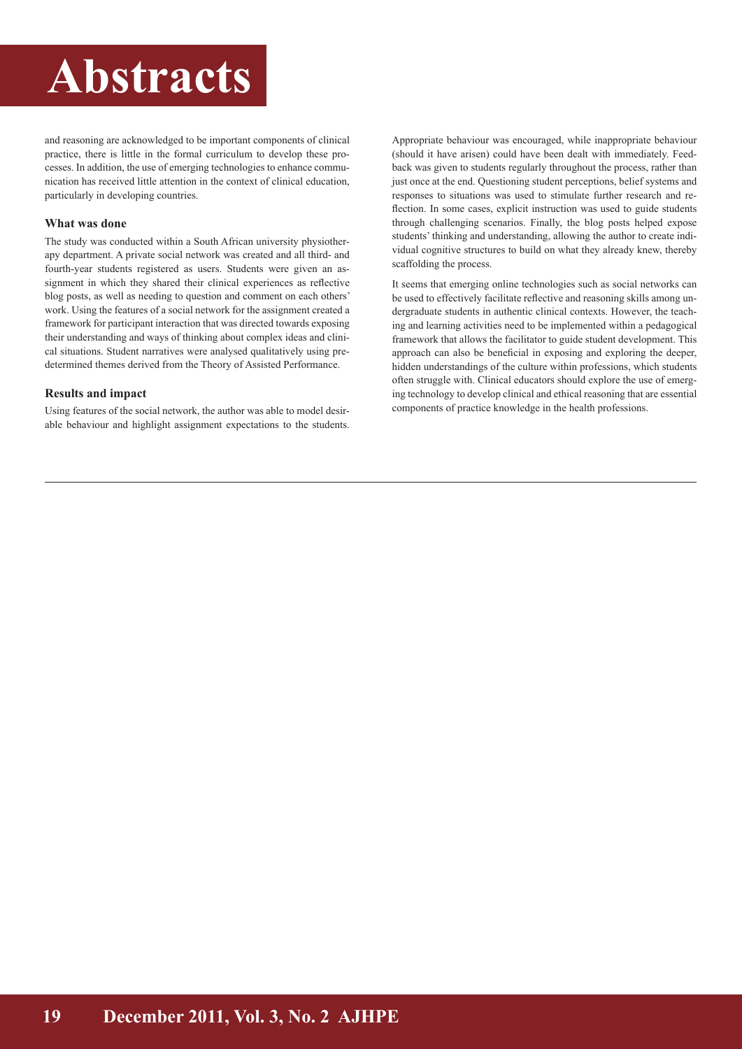and reasoning are acknowledged to be important components of clinical practice, there is little in the formal curriculum to develop these processes. In addition, the use of emerging technologies to enhance communication has received little attention in the context of clinical education, particularly in developing countries.

### What was done

The study was conducted within a South African university physiotherapy department. A private social network was created and all third- and fourth-year students registered as users. Students were given an assignment in which they shared their clinical experiences as reflective blog posts, as well as needing to question and comment on each others' work. Using the features of a social network for the assignment created a framework for participant interaction that was directed towards exposing their understanding and ways of thinking about complex ideas and clinical situations. Student narratives were analysed qualitatively using predetermined themes derived from the Theory of Assisted Performance.

### Results and impact

Using features of the social network, the author was able to model desirable behaviour and highlight assignment expectations to the students. Appropriate behaviour was encouraged, while inappropriate behaviour (should it have arisen) could have been dealt with immediately. Feedback was given to students regularly throughout the process, rather than just once at the end. Questioning student perceptions, belief systems and responses to situations was used to stimulate further research and reflection. In some cases, explicit instruction was used to guide students through challenging scenarios. Finally, the blog posts helped expose students' thinking and understanding, allowing the author to create individual cognitive structures to build on what they already knew, thereby scaffolding the process.

It seems that emerging online technologies such as social networks can be used to effectively facilitate reflective and reasoning skills among undergraduate students in authentic clinical contexts. However, the teaching and learning activities need to be implemented within a pedagogical framework that allows the facilitator to guide student development. This approach can also be beneficial in exposing and exploring the deeper, hidden understandings of the culture within professions, which students often struggle with. Clinical educators should explore the use of emerging technology to develop clinical and ethical reasoning that are essential components of practice knowledge in the health professions.